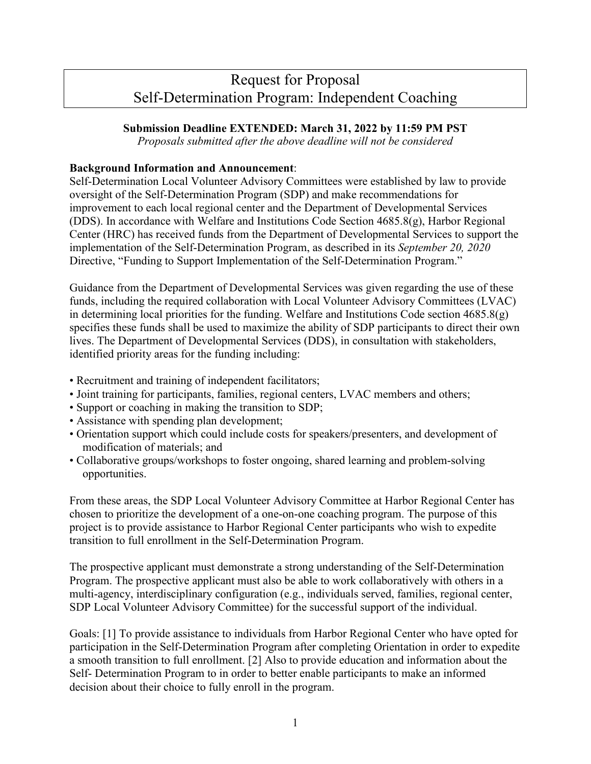# Request for Proposal
# Self-Determination Program: Independent Coaching

**Submission Deadline EXTENDED: March 31, 2022 by 11:59 PM PST**

*Proposals submitted after the above deadline will not be considered*

**Background Information and Announcement**:

Self-Determination Local Volunteer Advisory Committees were established by law to provide oversight of the Self-Determination Program (SDP) and make recommendations for improvement to each local regional center and the Department of Developmental Services (DDS). In accordance with Welfare and Institutions Code Section 4685.8(g), Harbor Regional Center (HRC) has received funds from the Department of Developmental Services to support the implementation of the Self-Determination Program, as described in its *September 20, 2020* Directive, "Funding to Support Implementation of the Self-Determination Program."

Guidance from the Department of Developmental Services was given regarding the use of these funds, including the required collaboration with Local Volunteer Advisory Committees (LVAC) in determining local priorities for the funding. Welfare and Institutions Code section 4685.8(g) specifies these funds shall be used to maximize the ability of SDP participants to direct their own lives. The Department of Developmental Services (DDS), in consultation with stakeholders, identified priority areas for the funding including:

- Recruitment and training of independent facilitators;
- Joint training for participants, families, regional centers, LVAC members and others;
- Support or coaching in making the transition to SDP;
- Assistance with spending plan development;
- Orientation support which could include costs for speakers/presenters, and development of modification of materials; and
- Collaborative groups/workshops to foster ongoing, shared learning and problem-solving opportunities.

From these areas, the SDP Local Volunteer Advisory Committee at Harbor Regional Center has chosen to prioritize the development of a one-on-one coaching program. The purpose of this project is to provide assistance to Harbor Regional Center participants who wish to expedite transition to full enrollment in the Self-Determination Program.

The prospective applicant must demonstrate a strong understanding of the Self-Determination Program. The prospective applicant must also be able to work collaboratively with others in a multi-agency, interdisciplinary configuration (e.g., individuals served, families, regional center, SDP Local Volunteer Advisory Committee) for the successful support of the individual.

Goals: [1] To provide assistance to individuals from Harbor Regional Center who have opted for participation in the Self-Determination Program after completing Orientation in order to expedite a smooth transition to full enrollment. [2] Also to provide education and information about the Self- Determination Program to in order to better enable participants to make an informed decision about their choice to fully enroll in the program.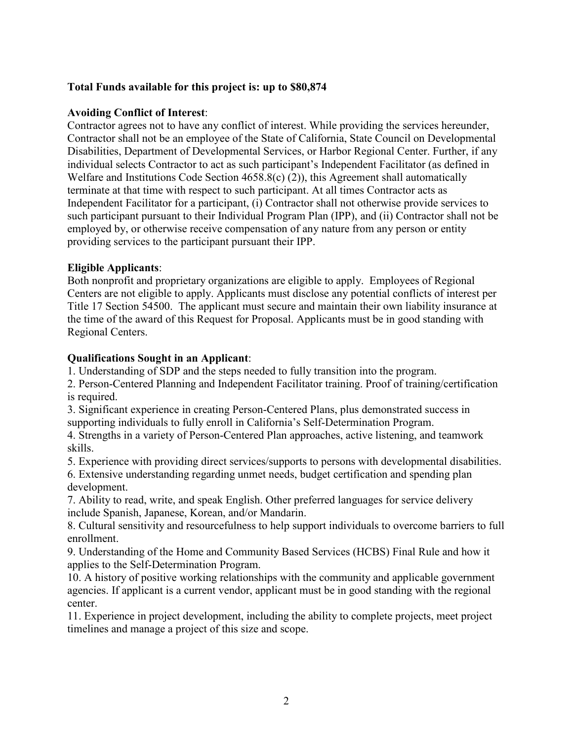**Total Funds available for this project is: up to $80,874**

**Avoiding Conflict of Interest**:
Contractor agrees not to have any conflict of interest. While providing the services hereunder, Contractor shall not be an employee of the State of California, State Council on Developmental Disabilities, Department of Developmental Services, or Harbor Regional Center. Further, if any individual selects Contractor to act as such participant's Independent Facilitator (as defined in Welfare and Institutions Code Section 4658.8(c) (2)), this Agreement shall automatically terminate at that time with respect to such participant. At all times Contractor acts as Independent Facilitator for a participant, (i) Contractor shall not otherwise provide services to such participant pursuant to their Individual Program Plan (IPP), and (ii) Contractor shall not be employed by, or otherwise receive compensation of any nature from any person or entity providing services to the participant pursuant their IPP.

**Eligible Applicants**:
Both nonprofit and proprietary organizations are eligible to apply. Employees of Regional Centers are not eligible to apply. Applicants must disclose any potential conflicts of interest per Title 17 Section 54500. The applicant must secure and maintain their own liability insurance at the time of the award of this Request for Proposal. Applicants must be in good standing with Regional Centers.

**Qualifications Sought in an Applicant**:

1. Understanding of SDP and the steps needed to fully transition into the program.
2. Person-Centered Planning and Independent Facilitator training. Proof of training/certification is required.
3. Significant experience in creating Person-Centered Plans, plus demonstrated success in supporting individuals to fully enroll in California's Self-Determination Program.
4. Strengths in a variety of Person-Centered Plan approaches, active listening, and teamwork skills.
5. Experience with providing direct services/supports to persons with developmental disabilities.
6. Extensive understanding regarding unmet needs, budget certification and spending plan development.
7. Ability to read, write, and speak English. Other preferred languages for service delivery include Spanish, Japanese, Korean, and/or Mandarin.
8. Cultural sensitivity and resourcefulness to help support individuals to overcome barriers to full enrollment.
9. Understanding of the Home and Community Based Services (HCBS) Final Rule and how it applies to the Self-Determination Program.
10. A history of positive working relationships with the community and applicable government agencies. If applicant is a current vendor, applicant must be in good standing with the regional center.
11. Experience in project development, including the ability to complete projects, meet project timelines and manage a project of this size and scope.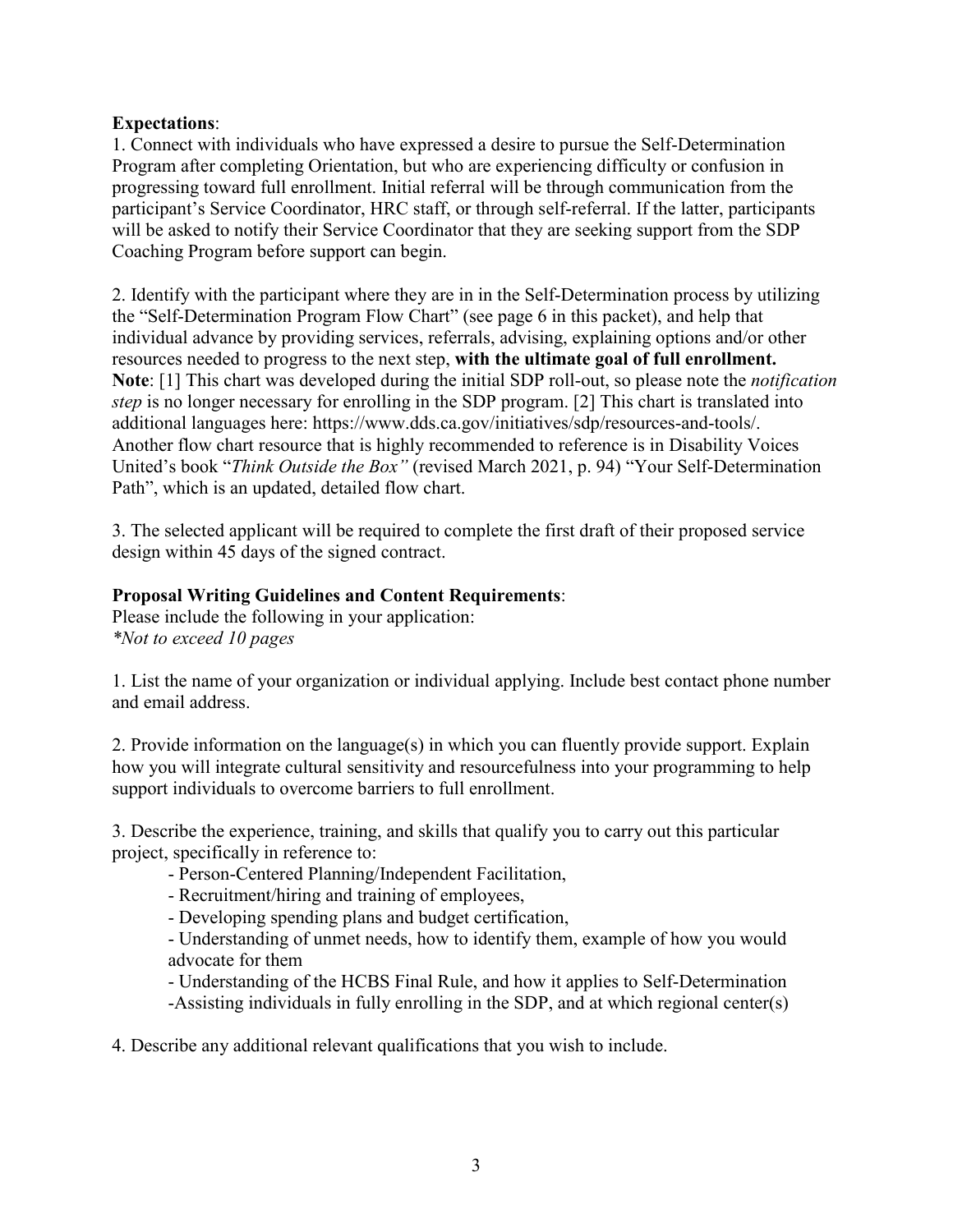**Expectations**:

1. Connect with individuals who have expressed a desire to pursue the Self-Determination Program after completing Orientation, but who are experiencing difficulty or confusion in progressing toward full enrollment. Initial referral will be through communication from the participant's Service Coordinator, HRC staff, or through self-referral. If the latter, participants will be asked to notify their Service Coordinator that they are seeking support from the SDP Coaching Program before support can begin.

2. Identify with the participant where they are in in the Self-Determination process by utilizing the "Self-Determination Program Flow Chart" (see page 6 in this packet), and help that individual advance by providing services, referrals, advising, explaining options and/or other resources needed to progress to the next step, **with the ultimate goal of full enrollment.** **Note**: [1] This chart was developed during the initial SDP roll-out, so please note the *notification step* is no longer necessary for enrolling in the SDP program. [2] This chart is translated into additional languages here: https://www.dds.ca.gov/initiatives/sdp/resources-and-tools/. Another flow chart resource that is highly recommended to reference is in Disability Voices United's book "*Think Outside the Box"* (revised March 2021, p. 94) "Your Self-Determination Path", which is an updated, detailed flow chart.

3. The selected applicant will be required to complete the first draft of their proposed service design within 45 days of the signed contract.

**Proposal Writing Guidelines and Content Requirements**:

Please include the following in your application:
*\*Not to exceed 10 pages*

1. List the name of your organization or individual applying. Include best contact phone number and email address.

2. Provide information on the language(s) in which you can fluently provide support. Explain how you will integrate cultural sensitivity and resourcefulness into your programming to help support individuals to overcome barriers to full enrollment.

3. Describe the experience, training, and skills that qualify you to carry out this particular project, specifically in reference to:
   - Person-Centered Planning/Independent Facilitation,
   - Recruitment/hiring and training of employees,
   - Developing spending plans and budget certification,
   - Understanding of unmet needs, how to identify them, example of how you would advocate for them
   - Understanding of the HCBS Final Rule, and how it applies to Self-Determination
   - Assisting individuals in fully enrolling in the SDP, and at which regional center(s)

4. Describe any additional relevant qualifications that you wish to include.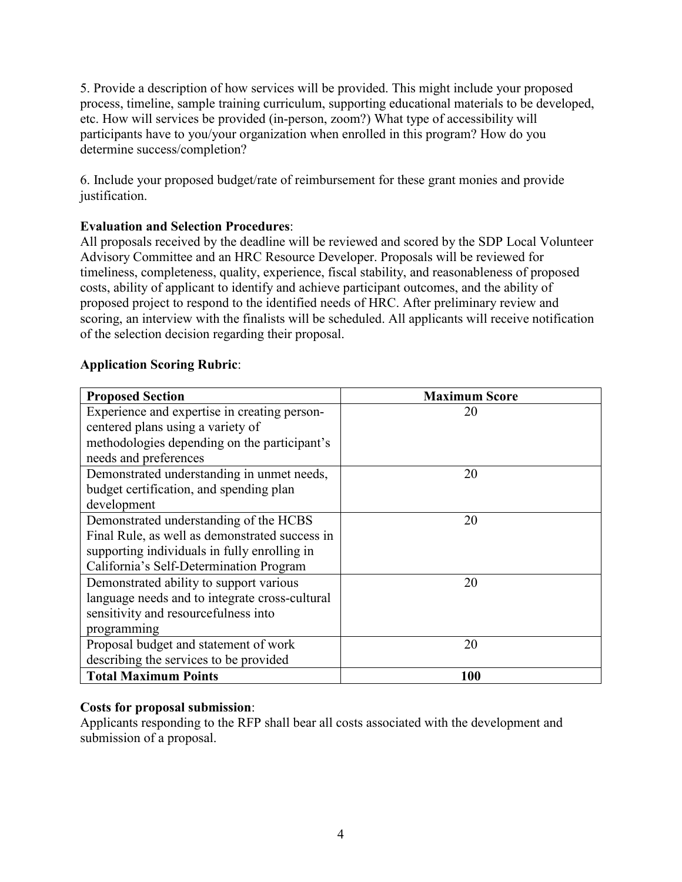5. Provide a description of how services will be provided. This might include your proposed process, timeline, sample training curriculum, supporting educational materials to be developed, etc. How will services be provided (in-person, zoom?) What type of accessibility will participants have to you/your organization when enrolled in this program? How do you determine success/completion?

6. Include your proposed budget/rate of reimbursement for these grant monies and provide justification.

**Evaluation and Selection Procedures**:
All proposals received by the deadline will be reviewed and scored by the SDP Local Volunteer Advisory Committee and an HRC Resource Developer. Proposals will be reviewed for timeliness, completeness, quality, experience, fiscal stability, and reasonableness of proposed costs, ability of applicant to identify and achieve participant outcomes, and the ability of proposed project to respond to the identified needs of HRC. After preliminary review and scoring, an interview with the finalists will be scheduled. All applicants will receive notification of the selection decision regarding their proposal.

**Application Scoring Rubric**:

| **Proposed Section** | **Maximum Score** |
|---|---|
| Experience and expertise in creating person-centered plans using a variety of methodologies depending on the participant's needs and preferences | 20 |
| Demonstrated understanding in unmet needs, budget certification, and spending plan development | 20 |
| Demonstrated understanding of the HCBS Final Rule, as well as demonstrated success in supporting individuals in fully enrolling in California's Self-Determination Program | 20 |
| Demonstrated ability to support various language needs and to integrate cross-cultural sensitivity and resourcefulness into programming | 20 |
| Proposal budget and statement of work describing the services to be provided | 20 |
| **Total Maximum Points** | **100** |

**Costs for proposal submission**:
Applicants responding to the RFP shall bear all costs associated with the development and submission of a proposal.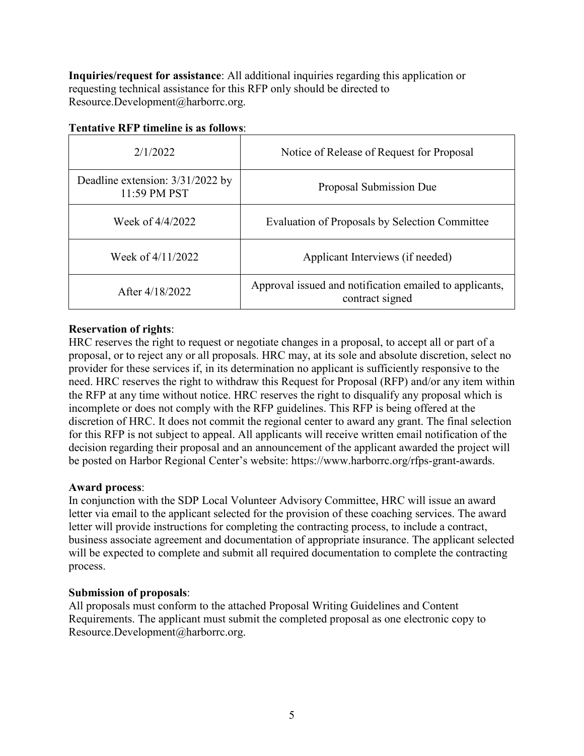**Inquiries/request for assistance**: All additional inquiries regarding this application or requesting technical assistance for this RFP only should be directed to Resource.Development@harborrc.org.

**Tentative RFP timeline is as follows**:

| | |
|---|---|
| 2/1/2022 | Notice of Release of Request for Proposal |
| Deadline extension: 3/31/2022 by 11:59 PM PST | Proposal Submission Due |
| Week of 4/4/2022 | Evaluation of Proposals by Selection Committee |
| Week of 4/11/2022 | Applicant Interviews (if needed) |
| After 4/18/2022 | Approval issued and notification emailed to applicants, contract signed |

**Reservation of rights**:
HRC reserves the right to request or negotiate changes in a proposal, to accept all or part of a proposal, or to reject any or all proposals. HRC may, at its sole and absolute discretion, select no provider for these services if, in its determination no applicant is sufficiently responsive to the need. HRC reserves the right to withdraw this Request for Proposal (RFP) and/or any item within the RFP at any time without notice. HRC reserves the right to disqualify any proposal which is incomplete or does not comply with the RFP guidelines. This RFP is being offered at the discretion of HRC. It does not commit the regional center to award any grant. The final selection for this RFP is not subject to appeal. All applicants will receive written email notification of the decision regarding their proposal and an announcement of the applicant awarded the project will be posted on Harbor Regional Center's website: https://www.harborrc.org/rfps-grant-awards.

**Award process**:
In conjunction with the SDP Local Volunteer Advisory Committee, HRC will issue an award letter via email to the applicant selected for the provision of these coaching services. The award letter will provide instructions for completing the contracting process, to include a contract, business associate agreement and documentation of appropriate insurance. The applicant selected will be expected to complete and submit all required documentation to complete the contracting process.

**Submission of proposals**:
All proposals must conform to the attached Proposal Writing Guidelines and Content Requirements. The applicant must submit the completed proposal as one electronic copy to Resource.Development@harborrc.org.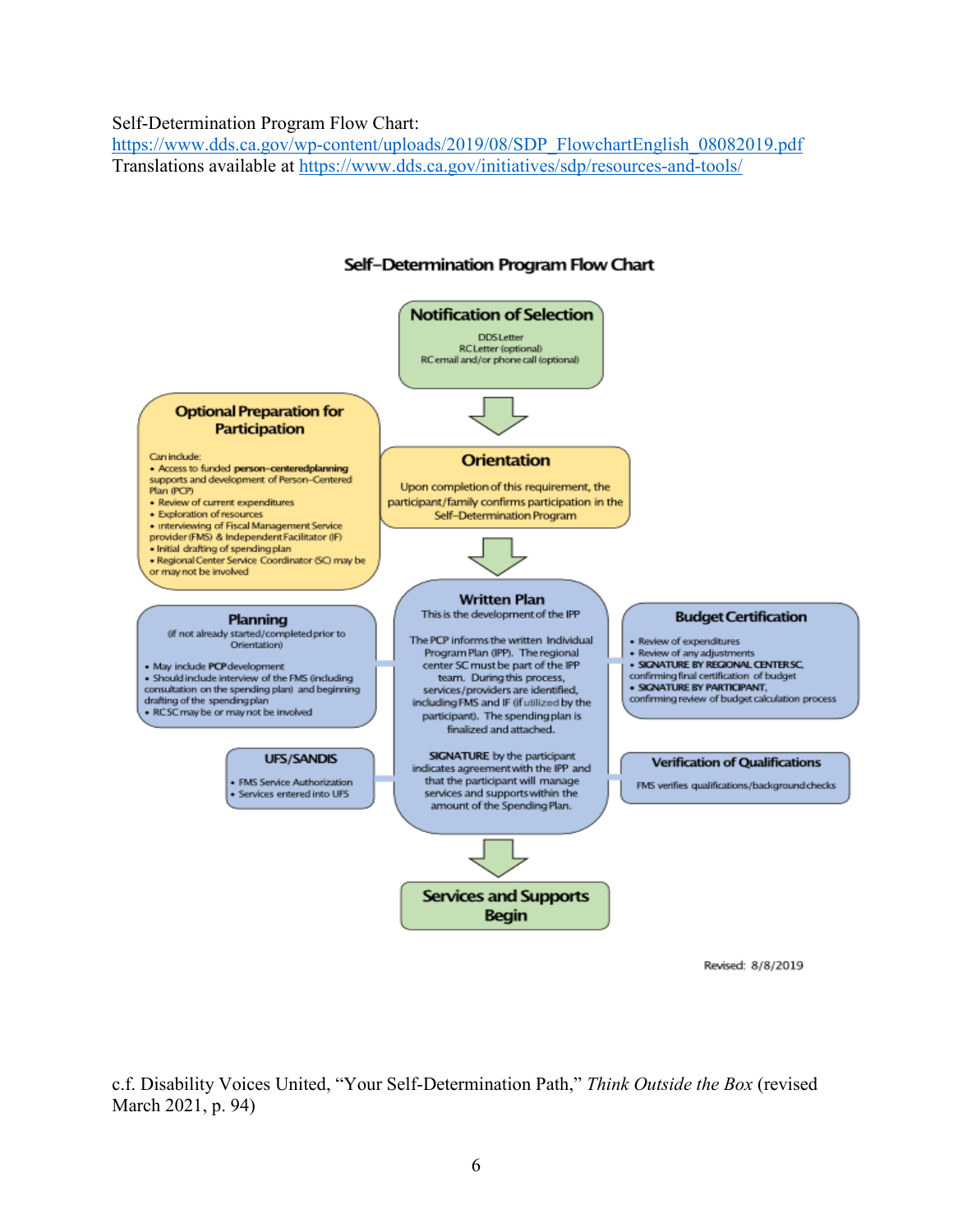Self-Determination Program Flow Chart: [https://www.dds.ca.gov/wp-content/uploads/2019/08/SDP_FlowchartEnglish_08082019.pdf](https://www.dds.ca.gov/wp-content/uploads/2019/08/SDP_FlowchartEnglish_08082019.pdf)
Translations available at [https://www.dds.ca.gov/initiatives/sdp/resources-and-tools/](https://www.dds.ca.gov/initiatives/sdp/resources-and-tools/)

Self-Determination Program Flow Chart

Notification of Selection
DDS Letter
RC Letter (optional)
RC email and/or phone call (optional)

Optional Preparation for Participation
Can include:
• Access to funded **person-centeredplanning** supports and development of Person-Centered Plan (PCP)
• Review of current expenditures
• Exploration of resources
• Interviewing of Fiscal Management Service provider (FMS) & Independent Facilitator (IF)
• Initial drafting of spending plan
• Regional Center Service Coordinator (SC) may be or may not be involved

Orientation
Upon completion of this requirement, the participant/family confirms participation in the Self-Determination Program

Planning
(if not already started/completed prior to Orientation)
• May include **PCP** development
• Should include interview of the FMS (including consultation on the spending plan) and beginning drafting of the spending plan
• RC SC may be or may not be involved

Written Plan
This is the development of the IPP
The PCP informs the written Individual Program Plan (IPP). The regional center SC must be part of the IPP team. During this process, services/providers are identified, including FMS and IF (if utilized by the participant). The spending plan is finalized and attached.
**SIGNATURE** by the participant indicates agreement with the IPP and that the participant will manage services and supports within the amount of the Spending Plan.

Budget Certification
• Review of expenditures
• Review of any adjustments
• **SIGNATURE BY REGIONAL CENTER SC**, confirming final certification of budget
• **SIGNATURE BY PARTICIPANT**, confirming review of budget calculation process

UFS/SANDIS
• FMS Service Authorization
• Services entered into UFS

Verification of Qualifications
FMS verifies qualifications/background checks

Services and Supports Begin

Revised: 8/8/2019

c.f. Disability Voices United, "Your Self-Determination Path," *Think Outside the Box* (revised March 2021, p. 94)